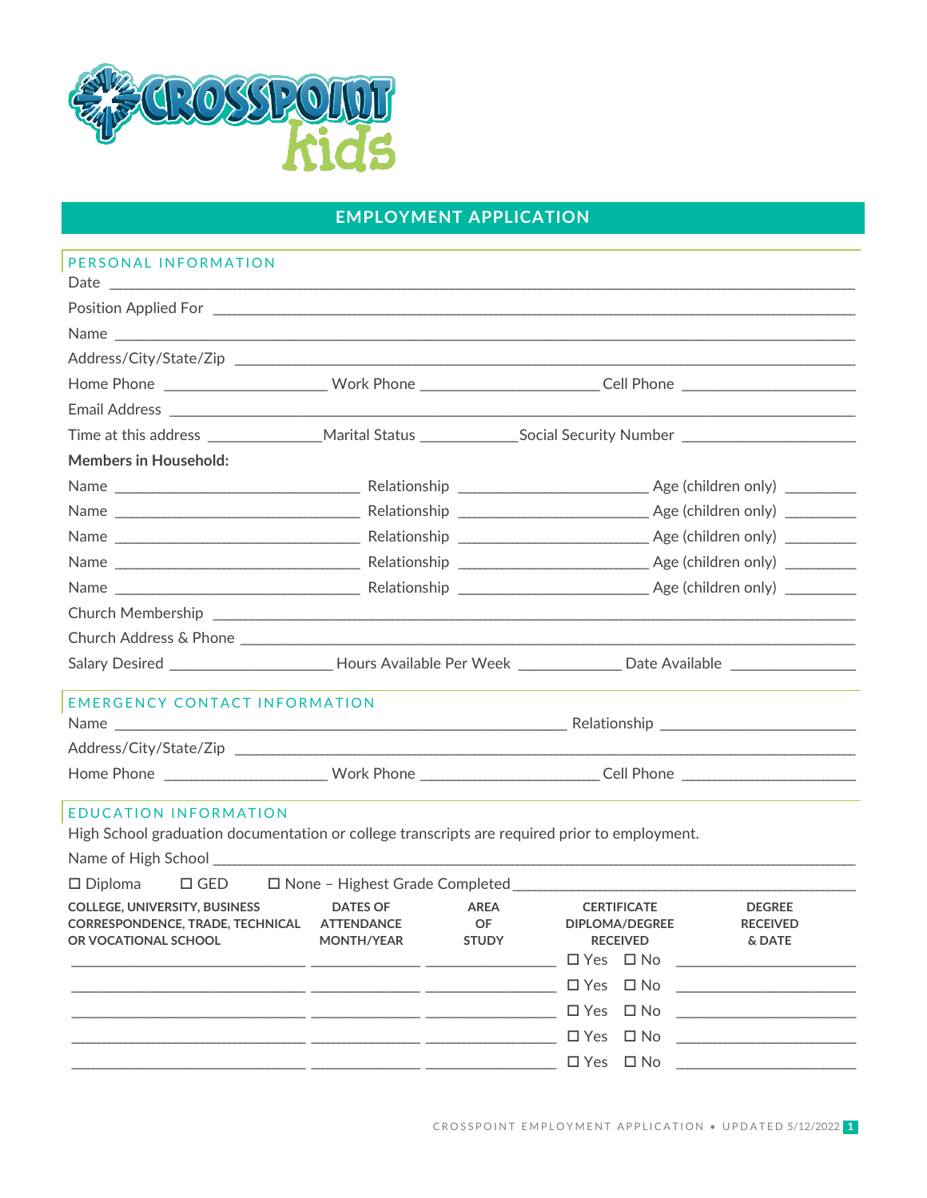# EMPLOYMENT APPLICATION

## PERSONAL INFORMATION

Date ______________________________________________

Position Applied For ______________________________________________

Name ______________________________________________

Address/City/State/Zip ______________________________________________

Home Phone ____________________ Work Phone ______________________ Cell Phone ______________________

Email Address ______________________________________________

Time at this address ______________ Marital Status ____________ Social Security Number ______________________

**Members in Household:**

Name ______________________________ Relationship ________________________ Age (children only) _________

Name ______________________________ Relationship ________________________ Age (children only) _________

Name ______________________________ Relationship ________________________ Age (children only) _________

Name ______________________________ Relationship ________________________ Age (children only) _________

Name ______________________________ Relationship ________________________ Age (children only) _________

Church Membership ______________________________________________

Church Address & Phone ______________________________________________

Salary Desired ____________________ Hours Available Per Week _____________ Date Available ________________

## EMERGENCY CONTACT INFORMATION

Name ________________________________________________________ Relationship ________________________

Address/City/State/Zip ______________________________________________

Home Phone ____________________ Work Phone ______________________ Cell Phone ______________________

## EDUCATION INFORMATION

High School graduation documentation or college transcripts are required prior to employment.

Name of High School ______________________________________________

☐ Diploma ☐ GED ☐ None – Highest Grade Completed ______________________________

| COLLEGE, UNIVERSITY, BUSINESS CORRESPONDENCE, TRADE, TECHNICAL OR VOCATIONAL SCHOOL | DATES OF ATTENDANCE MONTH/YEAR | AREA OF STUDY | CERTIFICATE DIPLOMA/DEGREE RECEIVED | DEGREE RECEIVED & DATE |
|---|---|---|---|---|
| | | | ☐ Yes ☐ No | |
| | | | ☐ Yes ☐ No | |
| | | | ☐ Yes ☐ No | |
| | | | ☐ Yes ☐ No | |
| | | | ☐ Yes ☐ No | |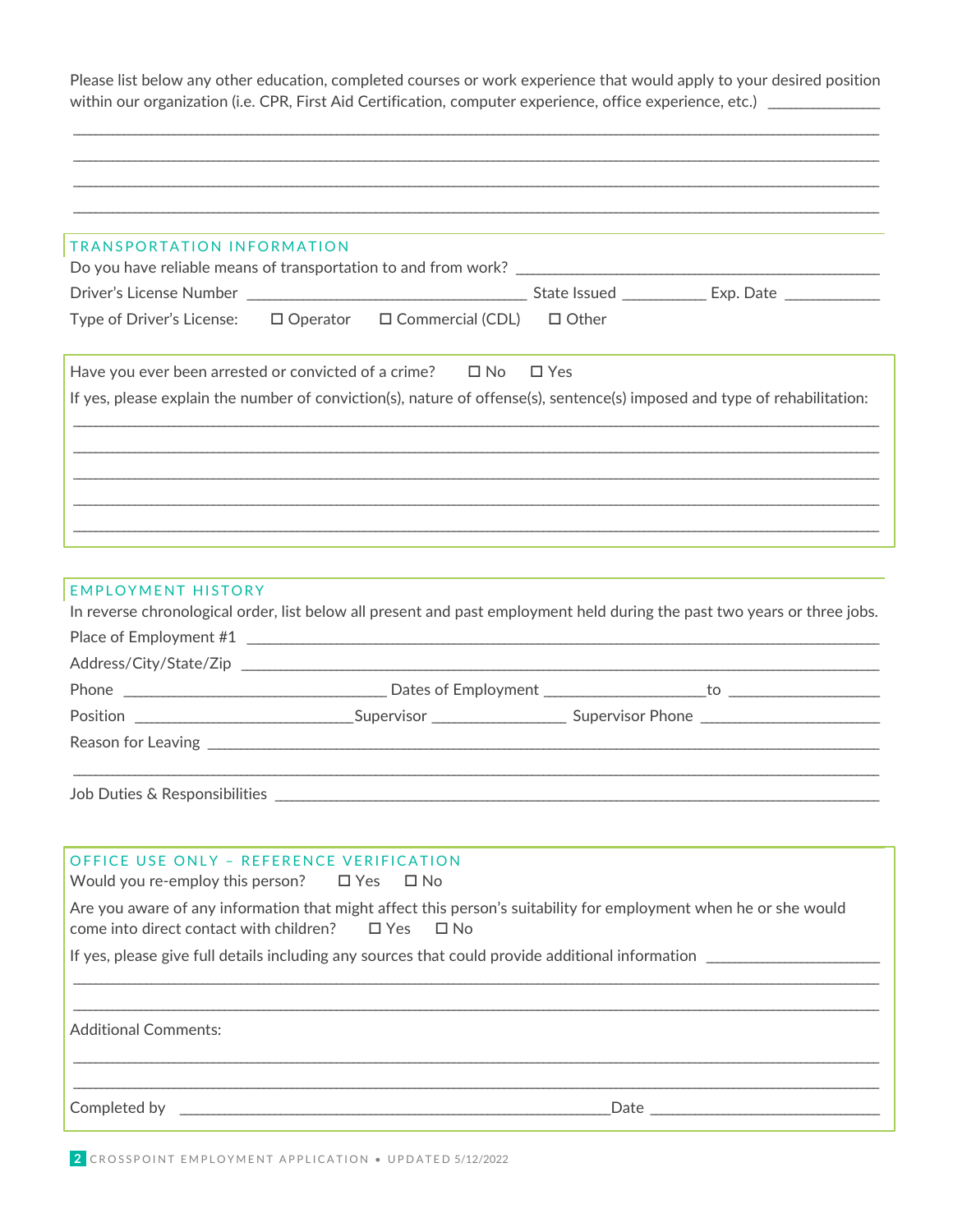Please list below any other education, completed courses or work experience that would apply to your desired position within our organization (i.e. CPR, First Aid Certification, computer experience, office experience, etc.) ______________

______________________________________________________________________________________________

______________________________________________________________________________________________

______________________________________________________________________________________________

______________________________________________________________________________________________

## TRANSPORTATION INFORMATION

Do you have reliable means of transportation to and from work? ______________________________________________

Driver's License Number ____________________________________ State Issued __________ Exp. Date ____________

Type of Driver's License: ☐ Operator ☐ Commercial (CDL) ☐ Other

Have you ever been arrested or convicted of a crime? ☐ No ☐ Yes

If yes, please explain the number of conviction(s), nature of offense(s), sentence(s) imposed and type of rehabilitation:

______________________________________________________________________________________________

______________________________________________________________________________________________

______________________________________________________________________________________________

______________________________________________________________________________________________

______________________________________________________________________________________________

## EMPLOYMENT HISTORY

In reverse chronological order, list below all present and past employment held during the past two years or three jobs.

Place of Employment #1 ______________________________________________________________________________

Address/City/State/Zip ______________________________________________________________________________

Phone _________________________________ Dates of Employment ____________________to ___________________

Position ___________________________Supervisor ________________ Supervisor Phone ______________________

Reason for Leaving ___________________________________________________________________________________

______________________________________________________________________________________________

Job Duties & Responsibilities _________________________________________________________________________

## OFFICE USE ONLY – REFERENCE VERIFICATION

Would you re-employ this person? ☐ Yes ☐ No

Are you aware of any information that might affect this person's suitability for employment when he or she would come into direct contact with children? ☐ Yes ☐ No

If yes, please give full details including any sources that could provide additional information _____________________

______________________________________________________________________________________________

______________________________________________________________________________________________

Additional Comments:

______________________________________________________________________________________________

______________________________________________________________________________________________

Completed by _____________________________________________________Date ____________________________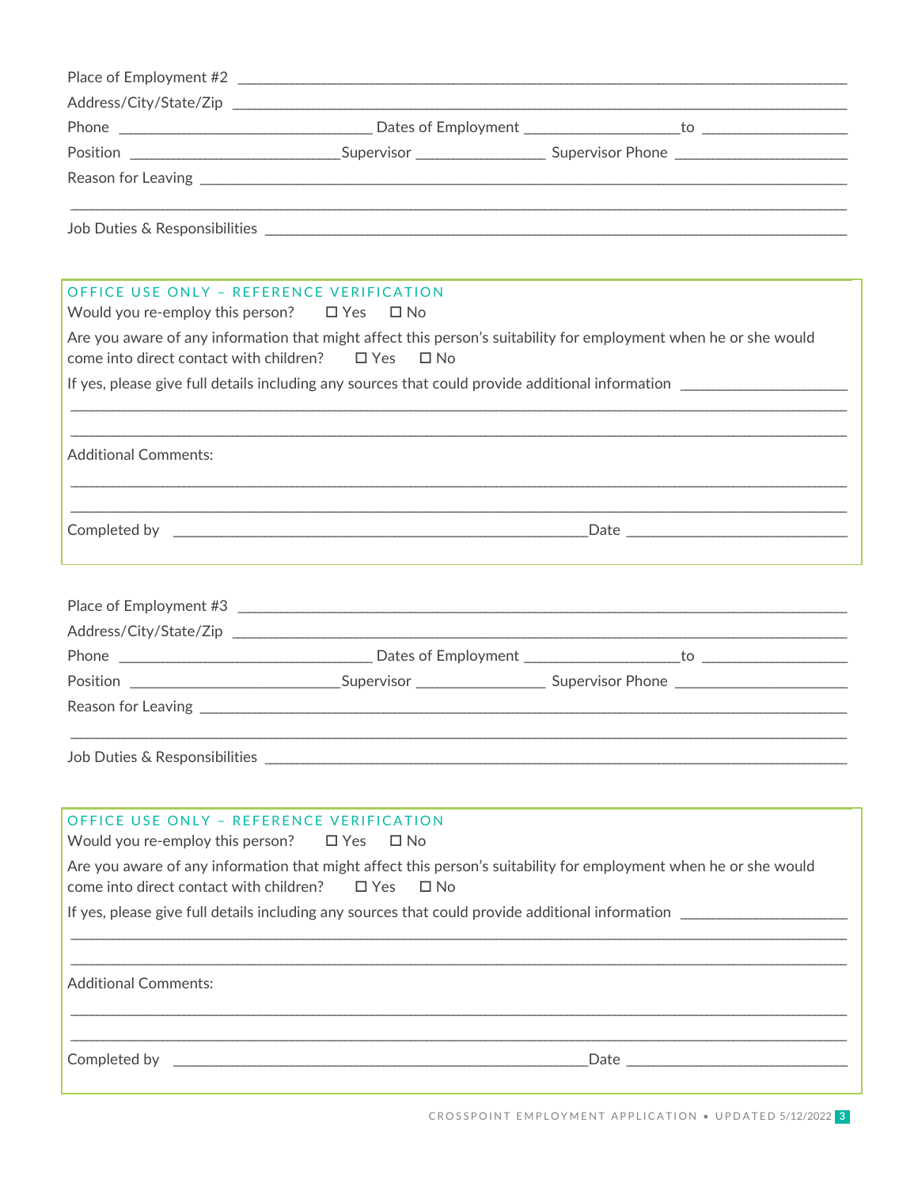Place of Employment #2 ______________________________________________

Address/City/State/Zip ______________________________________________

Phone ____________________ Dates of Employment ______________ to ______________

Position ____________________ Supervisor ______________ Supervisor Phone ______________

Reason for Leaving ______________________________________________

______________________________________________

Job Duties & Responsibilities ______________________________________________

**OFFICE USE ONLY – REFERENCE VERIFICATION**

Would you re-employ this person? ☐ Yes ☐ No

Are you aware of any information that might affect this person's suitability for employment when he or she would come into direct contact with children? ☐ Yes ☐ No

If yes, please give full details including any sources that could provide additional information ______________

______________________________________________

______________________________________________

Additional Comments:

______________________________________________

______________________________________________

Completed by ______________________________ Date ______________

Place of Employment #3 ______________________________________________

Address/City/State/Zip ______________________________________________

Phone ____________________ Dates of Employment ______________ to ______________

Position ____________________ Supervisor ______________ Supervisor Phone ______________

Reason for Leaving ______________________________________________

______________________________________________

Job Duties & Responsibilities ______________________________________________

**OFFICE USE ONLY – REFERENCE VERIFICATION**

Would you re-employ this person? ☐ Yes ☐ No

Are you aware of any information that might affect this person's suitability for employment when he or she would come into direct contact with children? ☐ Yes ☐ No

If yes, please give full details including any sources that could provide additional information ______________

______________________________________________

______________________________________________

Additional Comments:

______________________________________________

______________________________________________

Completed by ______________________________ Date ______________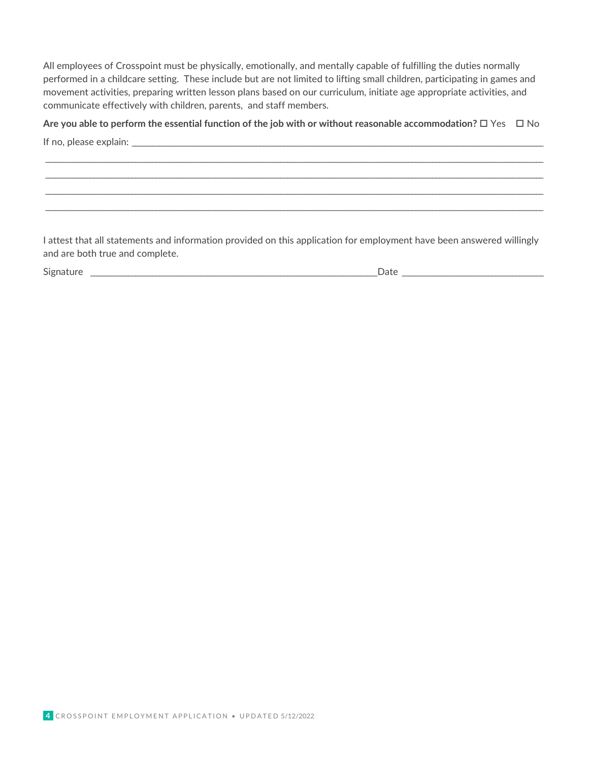All employees of Crosspoint must be physically, emotionally, and mentally capable of fulfilling the duties normally performed in a childcare setting. These include but are not limited to lifting small children, participating in games and movement activities, preparing written lesson plans based on our curriculum, initiate age appropriate activities, and communicate effectively with children, parents, and staff members.

**Are you able to perform the essential function of the job with or without reasonable accommodation?** ☐ Yes ☐ No

If no, please explain: ______________________________________________________________________________

______________________________________________________________________________________________

______________________________________________________________________________________________

______________________________________________________________________________________________

______________________________________________________________________________________________

I attest that all statements and information provided on this application for employment have been answered willingly and are both true and complete.

Signature ____________________________________________________Date ___________________________